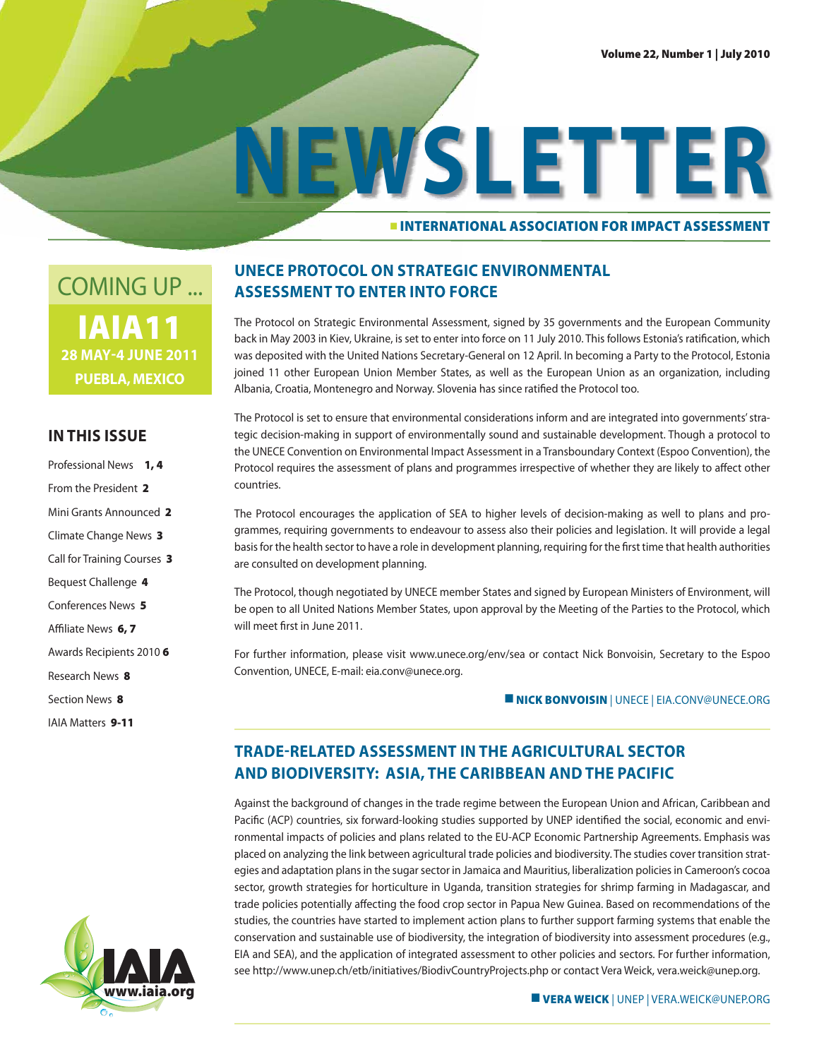# NEWSLETTER

**INTERNATIONAL ASSOCIATION FOR IMPACT ASSESSMENT**

Volume 22, Number 1 | July 2010

COMING UP ...

**IAIA11**
**28 MAY-4 JUNE 2011**
**PUEBLA, MEXICO**

## IN THIS ISSUE

- Professional News **1, 4**
- From the President **2**
- Mini Grants Announced **2**
- Climate Change News **3**
- Call for Training Courses **3**
- Bequest Challenge **4**
- Conferences News **5**
- Affiliate News **6, 7**
- Awards Recipients 2010 **6**
- Research News **8**
- Section News **8**
- IAIA Matters **9-11**

www.iaia.org

## UNECE PROTOCOL ON STRATEGIC ENVIRONMENTAL ASSESSMENT TO ENTER INTO FORCE

The Protocol on Strategic Environmental Assessment, signed by 35 governments and the European Community back in May 2003 in Kiev, Ukraine, is set to enter into force on 11 July 2010. This follows Estonia's ratification, which was deposited with the United Nations Secretary-General on 12 April. In becoming a Party to the Protocol, Estonia joined 11 other European Union Member States, as well as the European Union as an organization, including Albania, Croatia, Montenegro and Norway. Slovenia has since ratified the Protocol too.

The Protocol is set to ensure that environmental considerations inform and are integrated into governments' strategic decision-making in support of environmentally sound and sustainable development. Though a protocol to the UNECE Convention on Environmental Impact Assessment in a Transboundary Context (Espoo Convention), the Protocol requires the assessment of plans and programmes irrespective of whether they are likely to affect other countries.

The Protocol encourages the application of SEA to higher levels of decision-making as well to plans and programmes, requiring governments to endeavour to assess also their policies and legislation. It will provide a legal basis for the health sector to have a role in development planning, requiring for the first time that health authorities are consulted on development planning.

The Protocol, though negotiated by UNECE member States and signed by European Ministers of Environment, will be open to all United Nations Member States, upon approval by the Meeting of the Parties to the Protocol, which will meet first in June 2011.

For further information, please visit www.unece.org/env/sea or contact Nick Bonvoisin, Secretary to the Espoo Convention, UNECE, E-mail: eia.conv@unece.org.

**NICK BONVOISIN** | UNECE | EIA.CONV@UNECE.ORG

## TRADE-RELATED ASSESSMENT IN THE AGRICULTURAL SECTOR AND BIODIVERSITY: ASIA, THE CARIBBEAN AND THE PACIFIC

Against the background of changes in the trade regime between the European Union and African, Caribbean and Pacific (ACP) countries, six forward-looking studies supported by UNEP identified the social, economic and environmental impacts of policies and plans related to the EU-ACP Economic Partnership Agreements. Emphasis was placed on analyzing the link between agricultural trade policies and biodiversity. The studies cover transition strategies and adaptation plans in the sugar sector in Jamaica and Mauritius, liberalization policies in Cameroon's cocoa sector, growth strategies for horticulture in Uganda, transition strategies for shrimp farming in Madagascar, and trade policies potentially affecting the food crop sector in Papua New Guinea. Based on recommendations of the studies, the countries have started to implement action plans to further support farming systems that enable the conservation and sustainable use of biodiversity, the integration of biodiversity into assessment procedures (e.g., EIA and SEA), and the application of integrated assessment to other policies and sectors. For further information, see http://www.unep.ch/etb/initiatives/BiodivCountryProjects.php or contact Vera Weick, vera.weick@unep.org.

**VERA WEICK** | UNEP | VERA.WEICK@UNEP.ORG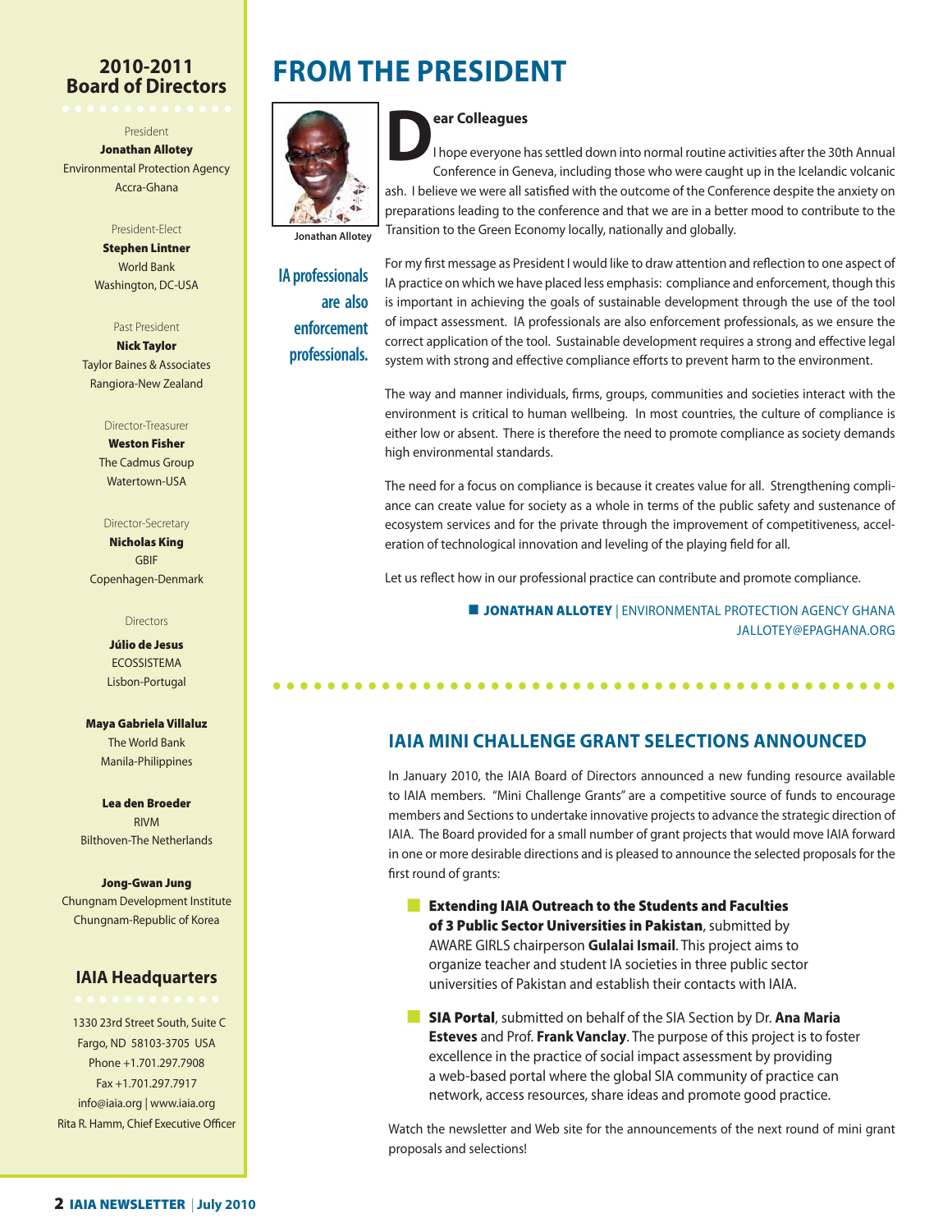## 2010-2011 Board of Directors

President
**Jonathan Allotey**
Environmental Protection Agency
Accra-Ghana

President-Elect
**Stephen Lintner**
World Bank
Washington, DC-USA

Past President
**Nick Taylor**
Taylor Baines & Associates
Rangiora-New Zealand

Director-Treasurer
**Weston Fisher**
The Cadmus Group
Watertown-USA

Director-Secretary
**Nicholas King**
GBIF
Copenhagen-Denmark

Directors

**Júlio de Jesus**
ECOSSISTEMA
Lisbon-Portugal

**Maya Gabriela Villaluz**
The World Bank
Manila-Philippines

**Lea den Broeder**
RIVM
Bilthoven-The Netherlands

**Jong-Gwan Jung**
Chungnam Development Institute
Chungnam-Republic of Korea

## IAIA Headquarters

1330 23rd Street South, Suite C
Fargo, ND 58103-3705 USA
Phone +1.701.297.7908
Fax +1.701.297.7917
info@iaia.org | www.iaia.org
Rita R. Hamm, Chief Executive Officer

# FROM THE PRESIDENT

Jonathan Allotey

**Dear Colleagues**

I hope everyone has settled down into normal routine activities after the 30th Annual Conference in Geneva, including those who were caught up in the Icelandic volcanic ash. I believe we were all satisfied with the outcome of the Conference despite the anxiety on preparations leading to the conference and that we are in a better mood to contribute to the Transition to the Green Economy locally, nationally and globally.

**IA professionals are also enforcement professionals.**

For my first message as President I would like to draw attention and reflection to one aspect of IA practice on which we have placed less emphasis: compliance and enforcement, though this is important in achieving the goals of sustainable development through the use of the tool of impact assessment. IA professionals are also enforcement professionals, as we ensure the correct application of the tool. Sustainable development requires a strong and effective legal system with strong and effective compliance efforts to prevent harm to the environment.

The way and manner individuals, firms, groups, communities and societies interact with the environment is critical to human wellbeing. In most countries, the culture of compliance is either low or absent. There is therefore the need to promote compliance as society demands high environmental standards.

The need for a focus on compliance is because it creates value for all. Strengthening compliance can create value for society as a whole in terms of the public safety and sustenance of ecosystem services and for the private through the improvement of competitiveness, acceleration of technological innovation and leveling of the playing field for all.

Let us reflect how in our professional practice can contribute and promote compliance.

**JONATHAN ALLOTEY** | ENVIRONMENTAL PROTECTION AGENCY GHANA
JALLOTEY@EPAGHANA.ORG

## IAIA MINI CHALLENGE GRANT SELECTIONS ANNOUNCED

In January 2010, the IAIA Board of Directors announced a new funding resource available to IAIA members. "Mini Challenge Grants" are a competitive source of funds to encourage members and Sections to undertake innovative projects to advance the strategic direction of IAIA. The Board provided for a small number of grant projects that would move IAIA forward in one or more desirable directions and is pleased to announce the selected proposals for the first round of grants:

- **Extending IAIA Outreach to the Students and Faculties of 3 Public Sector Universities in Pakistan**, submitted by AWARE GIRLS chairperson **Gulalai Ismail**. This project aims to organize teacher and student IA societies in three public sector universities of Pakistan and establish their contacts with IAIA.

- **SIA Portal**, submitted on behalf of the SIA Section by Dr. **Ana Maria Esteves** and Prof. **Frank Vanclay**. The purpose of this project is to foster excellence in the practice of social impact assessment by providing a web-based portal where the global SIA community of practice can network, access resources, share ideas and promote good practice.

Watch the newsletter and Web site for the announcements of the next round of mini grant proposals and selections!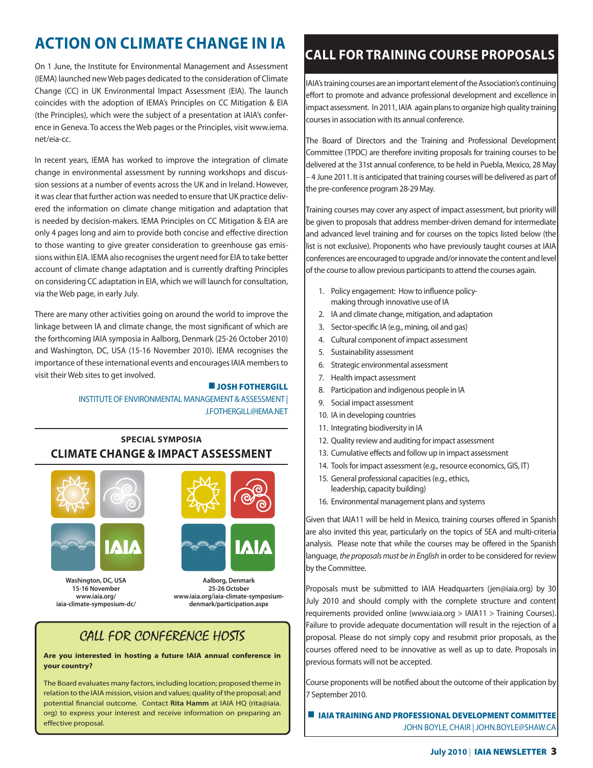# ACTION ON CLIMATE CHANGE IN IA

On 1 June, the Institute for Environmental Management and Assessment (IEMA) launched new Web pages dedicated to the consideration of Climate Change (CC) in UK Environmental Impact Assessment (EIA). The launch coincides with the adoption of IEMA's Principles on CC Mitigation & EIA (the Principles), which were the subject of a presentation at IAIA's conference in Geneva. To access the Web pages or the Principles, visit www.iema.net/eia-cc.

In recent years, IEMA has worked to improve the integration of climate change in environmental assessment by running workshops and discussion sessions at a number of events across the UK and in Ireland. However, it was clear that further action was needed to ensure that UK practice delivered the information on climate change mitigation and adaptation that is needed by decision-makers. IEMA Principles on CC Mitigation & EIA are only 4 pages long and aim to provide both concise and effective direction to those wanting to give greater consideration to greenhouse gas emissions within EIA. IEMA also recognises the urgent need for EIA to take better account of climate change adaptation and is currently drafting Principles on considering CC adaptation in EIA, which we will launch for consultation, via the Web page, in early July.

There are many other activities going on around the world to improve the linkage between IA and climate change, the most significant of which are the forthcoming IAIA symposia in Aalborg, Denmark (25-26 October 2010) and Washington, DC, USA (15-16 November 2010). IEMA recognises the importance of these international events and encourages IAIA members to visit their Web sites to get involved.

**JOSH FOTHERGILL**
INSTITUTE OF ENVIRONMENTAL MANAGEMENT & ASSESSMENT | J.FOTHERGILL@IEMA.NET

### SPECIAL SYMPOSIA
## CLIMATE CHANGE & IMPACT ASSESSMENT

**Washington, DC, USA**
**15-16 November**
**www.iaia.org/iaia-climate-symposium-dc/**

**Aalborg, Denmark**
**25-26 October**
**www.iaia.org/iaia-climate-symposium-denmark/participation.aspx**

## CALL FOR CONFERENCE HOSTS

**Are you interested in hosting a future IAIA annual conference in your country?**

The Board evaluates many factors, including location; proposed theme in relation to the IAIA mission, vision and values; quality of the proposal; and potential financial outcome. Contact **Rita Hamm** at IAIA HQ (rita@iaia.org) to express your interest and receive information on preparing an effective proposal.

# CALL FOR TRAINING COURSE PROPOSALS

IAIA's training courses are an important element of the Association's continuing effort to promote and advance professional development and excellence in impact assessment. In 2011, IAIA again plans to organize high quality training courses in association with its annual conference.

The Board of Directors and the Training and Professional Development Committee (TPDC) are therefore inviting proposals for training courses to be delivered at the 31st annual conference, to be held in Puebla, Mexico, 28 May – 4 June 2011. It is anticipated that training courses will be delivered as part of the pre-conference program 28-29 May.

Training courses may cover any aspect of impact assessment, but priority will be given to proposals that address member-driven demand for intermediate and advanced level training and for courses on the topics listed below (the list is not exclusive). Proponents who have previously taught courses at IAIA conferences are encouraged to upgrade and/or innovate the content and level of the course to allow previous participants to attend the courses again.

1. Policy engagement: How to influence policy-making through innovative use of IA
2. IA and climate change, mitigation, and adaptation
3. Sector-specific IA (e.g., mining, oil and gas)
4. Cultural component of impact assessment
5. Sustainability assessment
6. Strategic environmental assessment
7. Health impact assessment
8. Participation and indigenous people in IA
9. Social impact assessment
10. IA in developing countries
11. Integrating biodiversity in IA
12. Quality review and auditing for impact assessment
13. Cumulative effects and follow up in impact assessment
14. Tools for impact assessment (e.g., resource economics, GIS, IT)
15. General professional capacities (e.g., ethics, leadership, capacity building)
16. Environmental management plans and systems

Given that IAIA11 will be held in Mexico, training courses offered in Spanish are also invited this year, particularly on the topics of SEA and multi-criteria analysis. Please note that while the courses may be offered in the Spanish language, *the proposals must be in English* in order to be considered for review by the Committee.

Proposals must be submitted to IAIA Headquarters (jen@iaia.org) by 30 July 2010 and should comply with the complete structure and content requirements provided online (www.iaia.org > IAIA11 > Training Courses). Failure to provide adequate documentation will result in the rejection of a proposal. Please do not simply copy and resubmit prior proposals, as the courses offered need to be innovative as well as up to date. Proposals in previous formats will not be accepted.

Course proponents will be notified about the outcome of their application by 7 September 2010.

**IAIA TRAINING AND PROFESSIONAL DEVELOPMENT COMMITTEE**
JOHN BOYLE, CHAIR | JOHN.BOYLE@SHAW.CA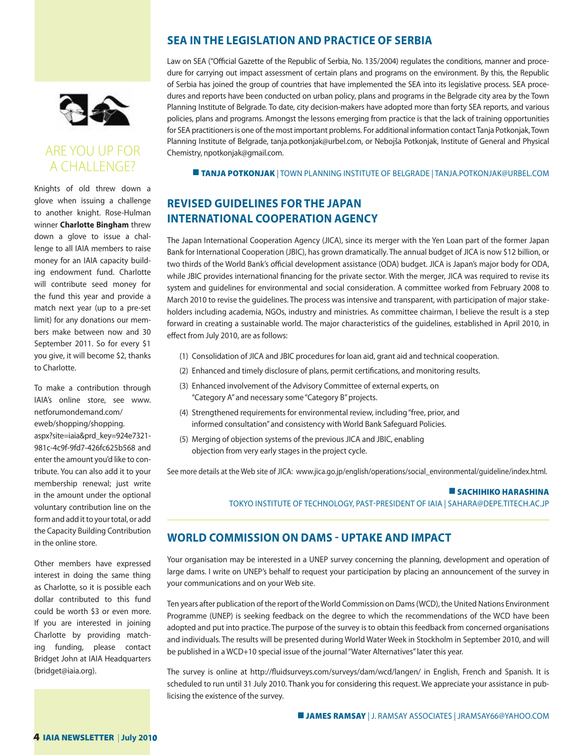## SEA IN THE LEGISLATION AND PRACTICE OF SERBIA

Law on SEA ("Official Gazette of the Republic of Serbia, No. 135/2004) regulates the conditions, manner and procedure for carrying out impact assessment of certain plans and programs on the environment. By this, the Republic of Serbia has joined the group of countries that have implemented the SEA into its legislative process. SEA procedures and reports have been conducted on urban policy, plans and programs in the Belgrade city area by the Town Planning Institute of Belgrade. To date, city decision-makers have adopted more than forty SEA reports, and various policies, plans and programs. Amongst the lessons emerging from practice is that the lack of training opportunities for SEA practitioners is one of the most important problems. For additional information contact Tanja Potkonjak, Town Planning Institute of Belgrade, tanja.potkonjak@urbel.com, or Nebojša Potkonjak, Institute of General and Physical Chemistry, npotkonjak@gmail.com.

**TANJA POTKONJAK** | TOWN PLANNING INSTITUTE OF BELGRADE | TANJA.POTKONJAK@URBEL.COM

## REVISED GUIDELINES FOR THE JAPAN INTERNATIONAL COOPERATION AGENCY

The Japan International Cooperation Agency (JICA), since its merger with the Yen Loan part of the former Japan Bank for International Cooperation (JBIC), has grown dramatically. The annual budget of JICA is now $12 billion, or two thirds of the World Bank's official development assistance (ODA) budget. JICA is Japan's major body for ODA, while JBIC provides international financing for the private sector. With the merger, JICA was required to revise its system and guidelines for environmental and social consideration. A committee worked from February 2008 to March 2010 to revise the guidelines. The process was intensive and transparent, with participation of major stakeholders including academia, NGOs, industry and ministries. As committee chairman, I believe the result is a step forward in creating a sustainable world. The major characteristics of the guidelines, established in April 2010, in effect from July 2010, are as follows:

(1) Consolidation of JICA and JBIC procedures for loan aid, grant aid and technical cooperation.

(2) Enhanced and timely disclosure of plans, permit certifications, and monitoring results.

(3) Enhanced involvement of the Advisory Committee of external experts, on "Category A" and necessary some "Category B" projects.

(4) Strengthened requirements for environmental review, including "free, prior, and informed consultation" and consistency with World Bank Safeguard Policies.

(5) Merging of objection systems of the previous JICA and JBIC, enabling objection from very early stages in the project cycle.

See more details at the Web site of JICA: www.jica.go.jp/english/operations/social_environmental/guideline/index.html.

**SACHIHIKO HARASHINA**
TOKYO INSTITUTE OF TECHNOLOGY, PAST-PRESIDENT OF IAIA | SAHARA@DEPE.TITECH.AC.JP

## WORLD COMMISSION ON DAMS - UPTAKE AND IMPACT

Your organisation may be interested in a UNEP survey concerning the planning, development and operation of large dams. I write on UNEP's behalf to request your participation by placing an announcement of the survey in your communications and on your Web site.

Ten years after publication of the report of the World Commission on Dams (WCD), the United Nations Environment Programme (UNEP) is seeking feedback on the degree to which the recommendations of the WCD have been adopted and put into practice. The purpose of the survey is to obtain this feedback from concerned organisations and individuals. The results will be presented during World Water Week in Stockholm in September 2010, and will be published in a WCD+10 special issue of the journal "Water Alternatives" later this year.

The survey is online at http://fluidsurveys.com/surveys/dam/wcd/langen/ in English, French and Spanish. It is scheduled to run until 31 July 2010. Thank you for considering this request. We appreciate your assistance in publicising the existence of the survey.

**JAMES RAMSAY** | J. RAMSAY ASSOCIATES | JRAMSAY66@YAHOO.COM

## ARE YOU UP FOR A CHALLENGE?

Knights of old threw down a glove when issuing a challenge to another knight. Rose-Hulman winner **Charlotte Bingham** threw down a glove to issue a challenge to all IAIA members to raise money for an IAIA capacity building endowment fund. Charlotte will contribute seed money for the fund this year and provide a match next year (up to a pre-set limit) for any donations our members make between now and 30 September 2011. So for every $1 you give, it will become $2, thanks to Charlotte.

To make a contribution through IAIA's online store, see www.netforumondemand.com/eweb/shopping/shopping.aspx?site=iaia&prd_key=924e7321-981c-4c9f-9fd7-426fc625b568 and enter the amount you'd like to contribute. You can also add it to your membership renewal; just write in the amount under the optional voluntary contribution line on the form and add it to your total, or add the Capacity Building Contribution in the online store.

Other members have expressed interest in doing the same thing as Charlotte, so it is possible each dollar contributed to this fund could be worth $3 or even more. If you are interested in joining Charlotte by providing matching funding, please contact Bridget John at IAIA Headquarters (bridget@iaia.org).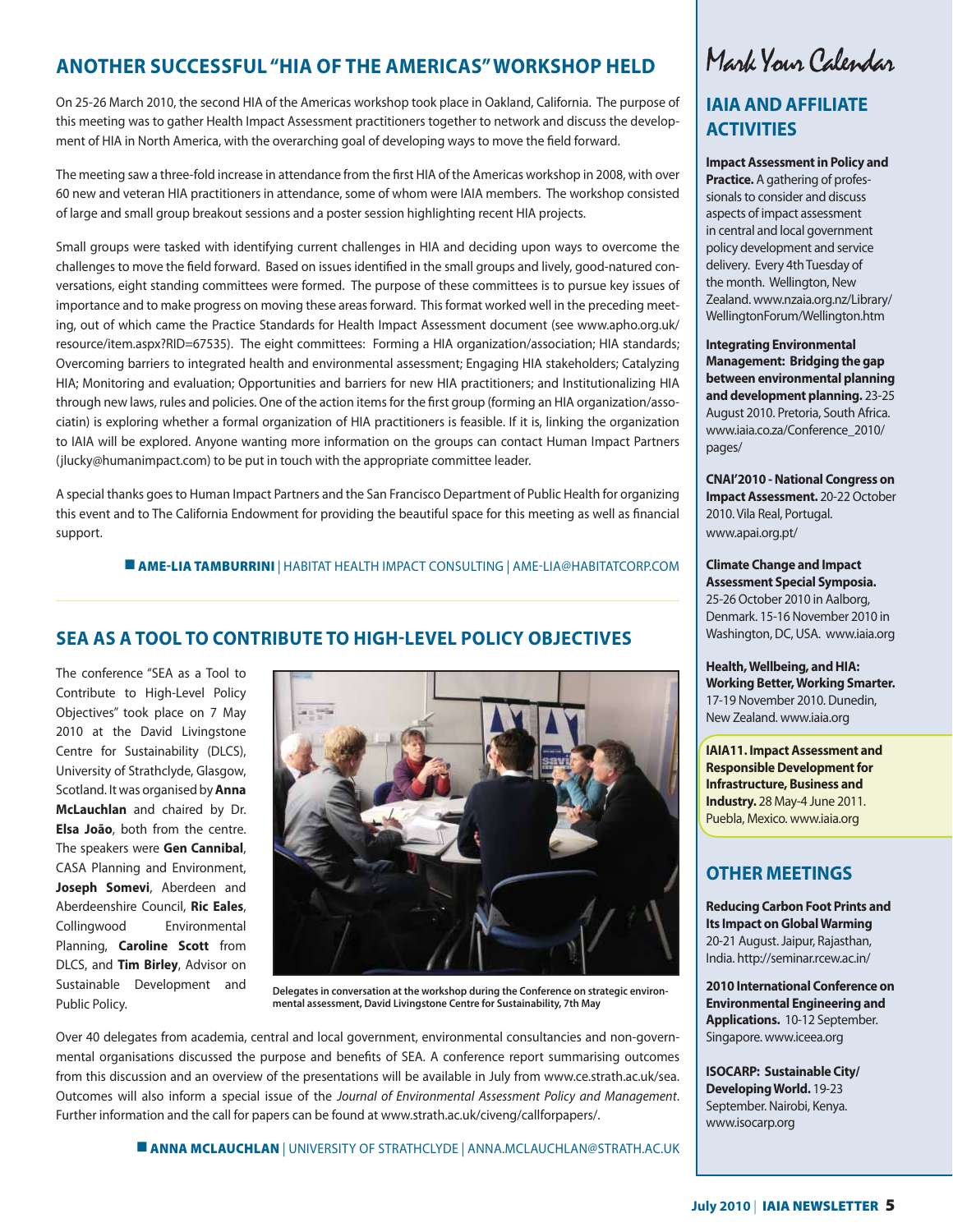## ANOTHER SUCCESSFUL "HIA OF THE AMERICAS" WORKSHOP HELD

On 25-26 March 2010, the second HIA of the Americas workshop took place in Oakland, California. The purpose of this meeting was to gather Health Impact Assessment practitioners together to network and discuss the development of HIA in North America, with the overarching goal of developing ways to move the field forward.

The meeting saw a three-fold increase in attendance from the first HIA of the Americas workshop in 2008, with over 60 new and veteran HIA practitioners in attendance, some of whom were IAIA members. The workshop consisted of large and small group breakout sessions and a poster session highlighting recent HIA projects.

Small groups were tasked with identifying current challenges in HIA and deciding upon ways to overcome the challenges to move the field forward. Based on issues identified in the small groups and lively, good-natured conversations, eight standing committees were formed. The purpose of these committees is to pursue key issues of importance and to make progress on moving these areas forward. This format worked well in the preceding meeting, out of which came the Practice Standards for Health Impact Assessment document (see www.apho.org.uk/resource/item.aspx?RID=67535). The eight committees: Forming a HIA organization/association; HIA standards; Overcoming barriers to integrated health and environmental assessment; Engaging HIA stakeholders; Catalyzing HIA; Monitoring and evaluation; Opportunities and barriers for new HIA practitioners; and Institutionalizing HIA through new laws, rules and policies. One of the action items for the first group (forming an HIA organization/assocation) is exploring whether a formal organization of HIA practitioners is feasible. If it is, linking the organization to IAIA will be explored. Anyone wanting more information on the groups can contact Human Impact Partners (jlucky@humanimpact.com) to be put in touch with the appropriate committee leader.

A special thanks goes to Human Impact Partners and the San Francisco Department of Public Health for organizing this event and to The California Endowment for providing the beautiful space for this meeting as well as financial support.

■ **AME-LIA TAMBURRINI** | HABITAT HEALTH IMPACT CONSULTING | AME-LIA@HABITATCORP.COM

## SEA AS A TOOL TO CONTRIBUTE TO HIGH-LEVEL POLICY OBJECTIVES

The conference "SEA as a Tool to Contribute to High-Level Policy Objectives" took place on 7 May 2010 at the David Livingstone Centre for Sustainability (DLCS), University of Strathclyde, Glasgow, Scotland. It was organised by **Anna McLauchlan** and chaired by Dr. **Elsa João**, both from the centre. The speakers were **Gen Cannibal**, CASA Planning and Environment, **Joseph Somevi**, Aberdeen and Aberdeenshire Council, **Ric Eales**, Collingwood Environmental Planning, **Caroline Scott** from DLCS, and **Tim Birley**, Advisor on Sustainable Development and Public Policy.

**Delegates in conversation at the workshop during the Conference on strategic environmental assessment, David Livingstone Centre for Sustainability, 7th May**

Over 40 delegates from academia, central and local government, environmental consultancies and non-governmental organisations discussed the purpose and benefits of SEA. A conference report summarising outcomes from this discussion and an overview of the presentations will be available in July from www.ce.strath.ac.uk/sea. Outcomes will also inform a special issue of the *Journal of Environmental Assessment Policy and Management*. Further information and the call for papers can be found at www.strath.ac.uk/civeng/callforpapers/.

■ **ANNA MCLAUCHLAN** | UNIVERSITY OF STRATHCLYDE | ANNA.MCLAUCHLAN@STRATH.AC.UK

# Mark Your Calendar

## IAIA AND AFFILIATE ACTIVITIES

**Impact Assessment in Policy and Practice.** A gathering of professionals to consider and discuss aspects of impact assessment in central and local government policy development and service delivery. Every 4th Tuesday of the month. Wellington, New Zealand. www.nzaia.org.nz/Library/WellingtonForum/Wellington.htm

**Integrating Environmental Management: Bridging the gap between environmental planning and development planning.** 23-25 August 2010. Pretoria, South Africa. www.iaia.co.za/Conference_2010/pages/

**CNAI'2010 - National Congress on Impact Assessment.** 20-22 October 2010. Vila Real, Portugal. www.apai.org.pt/

**Climate Change and Impact Assessment Special Symposia.** 25-26 October 2010 in Aalborg, Denmark. 15-16 November 2010 in Washington, DC, USA. www.iaia.org

**Health, Wellbeing, and HIA: Working Better, Working Smarter.** 17-19 November 2010. Dunedin, New Zealand. www.iaia.org

**IAIA11. Impact Assessment and Responsible Development for Infrastructure, Business and Industry.** 28 May-4 June 2011. Puebla, Mexico. www.iaia.org

## OTHER MEETINGS

**Reducing Carbon Foot Prints and Its Impact on Global Warming** 20-21 August. Jaipur, Rajasthan, India. http://seminar.rcew.ac.in/

**2010 International Conference on Environmental Engineering and Applications.** 10-12 September. Singapore. www.iceea.org

**ISOCARP: Sustainable City/Developing World.** 19-23 September. Nairobi, Kenya. www.isocarp.org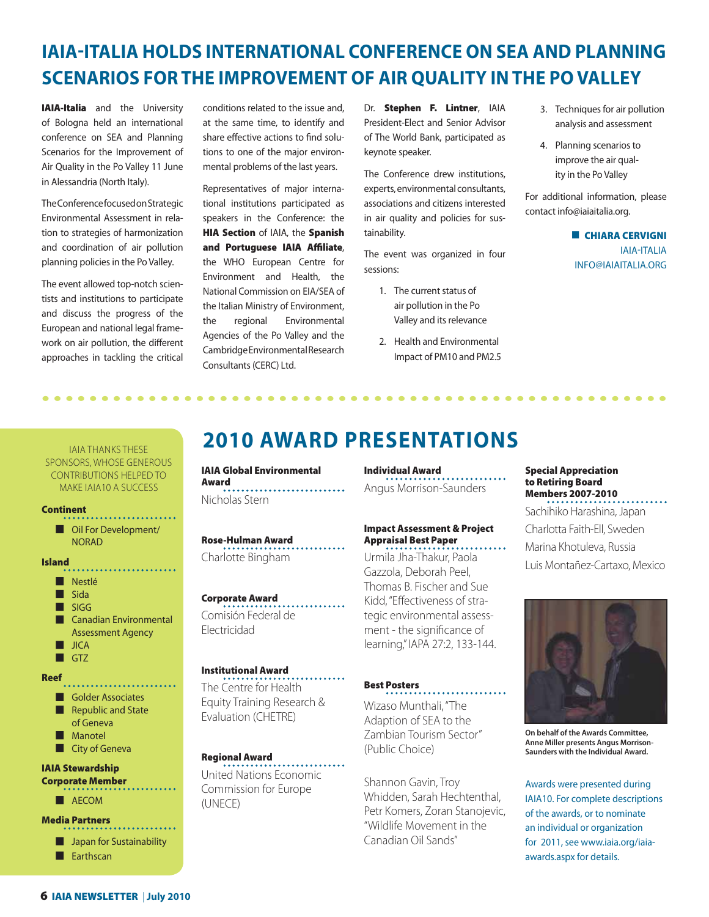# IAIA-ITALIA HOLDS INTERNATIONAL CONFERENCE ON SEA AND PLANNING SCENARIOS FOR THE IMPROVEMENT OF AIR QUALITY IN THE PO VALLEY

**IAIA-Italia** and the University of Bologna held an international conference on SEA and Planning Scenarios for the Improvement of Air Quality in the Po Valley 11 June in Alessandria (North Italy).

The Conference focused on Strategic Environmental Assessment in relation to strategies of harmonization and coordination of air pollution planning policies in the Po Valley.

The event allowed top-notch scientists and institutions to participate and discuss the progress of the European and national legal framework on air pollution, the different approaches in tackling the critical conditions related to the issue and, at the same time, to identify and share effective actions to find solutions to one of the major environmental problems of the last years.

Representatives of major international institutions participated as speakers in the Conference: the **HIA Section** of IAIA, the **Spanish and Portuguese IAIA Affiliate**, the WHO European Centre for Environment and Health, the National Commission on EIA/SEA of the Italian Ministry of Environment, the regional Environmental Agencies of the Po Valley and the Cambridge Environmental Research Consultants (CERC) Ltd.

Dr. **Stephen F. Lintner**, IAIA President-Elect and Senior Advisor of The World Bank, participated as keynote speaker.

The Conference drew institutions, experts, environmental consultants, associations and citizens interested in air quality and policies for sustainability.

The event was organized in four sessions:

1. The current status of air pollution in the Po Valley and its relevance
2. Health and Environmental Impact of PM10 and PM2.5
3. Techniques for air pollution analysis and assessment
4. Planning scenarios to improve the air quality in the Po Valley

For additional information, please contact info@iaiaitalia.org.

**CHIARA CERVIGNI**
IAIA-ITALIA
INFO@IAIAITALIA.ORG

# 2010 AWARD PRESENTATIONS

**IAIA Global Environmental Award**
Nicholas Stern

**Rose-Hulman Award**
Charlotte Bingham

**Corporate Award**
Comisión Federal de Electricidad

**Institutional Award**
The Centre for Health Equity Training Research & Evaluation (CHETRE)

**Regional Award**
United Nations Economic Commission for Europe (UNECE)

**Individual Award**
Angus Morrison-Saunders

**Impact Assessment & Project Appraisal Best Paper**
Urmila Jha-Thakur, Paola Gazzola, Deborah Peel, Thomas B. Fischer and Sue Kidd, "Effectiveness of strategic environmental assessment - the significance of learning," IAPA 27:2, 133-144.

**Best Posters**

Wizaso Munthali, "The Adaption of SEA to the Zambian Tourism Sector" (Public Choice)

Shannon Gavin, Troy Whidden, Sarah Hechtenthal, Petr Komers, Zoran Stanojevic, "Wildlife Movement in the Canadian Oil Sands"

**Special Appreciation to Retiring Board Members 2007-2010**
Sachihiko Harashina, Japan
Charlotta Faith-Ell, Sweden
Marina Khotuleva, Russia
Luis Montañez-Cartaxo, Mexico

**On behalf of the Awards Committee, Anne Miller presents Angus Morrison-Saunders with the Individual Award.**

Awards were presented during IAIA10. For complete descriptions of the awards, or to nominate an individual or organization for 2011, see www.iaia.org/iaia-awards.aspx for details.

IAIA THANKS THESE SPONSORS, WHOSE GENEROUS CONTRIBUTIONS HELPED TO MAKE IAIA10 A SUCCESS

**Continent**
- Oil For Development/NORAD

**Island**
- Nestlé
- Sida
- SIGG
- Canadian Environmental Assessment Agency
- JICA
- GTZ

**Reef**
- Golder Associates
- Republic and State of Geneva
- Manotel
- City of Geneva

**IAIA Stewardship Corporate Member**
- AECOM

**Media Partners**
- Japan for Sustainability
- Earthscan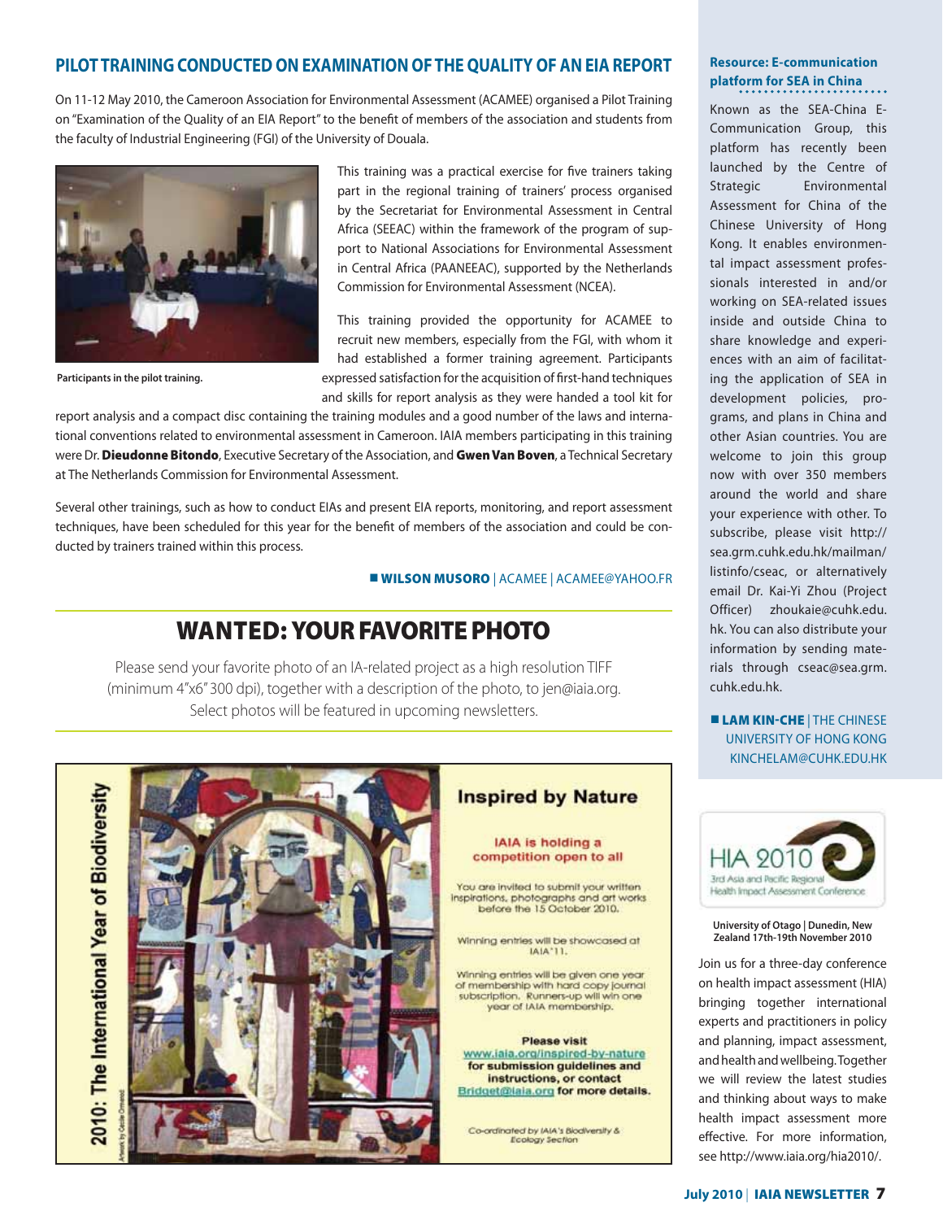## PILOT TRAINING CONDUCTED ON EXAMINATION OF THE QUALITY OF AN EIA REPORT

On 11-12 May 2010, the Cameroon Association for Environmental Assessment (ACAMEE) organised a Pilot Training on "Examination of the Quality of an EIA Report" to the benefit of members of the association and students from the faculty of Industrial Engineering (FGI) of the University of Douala.

Participants in the pilot training.

This training was a practical exercise for five trainers taking part in the regional training of trainers' process organised by the Secretariat for Environmental Assessment in Central Africa (SEEAC) within the framework of the program of support to National Associations for Environmental Assessment in Central Africa (PAANEEAC), supported by the Netherlands Commission for Environmental Assessment (NCEA).

This training provided the opportunity for ACAMEE to recruit new members, especially from the FGI, with whom it had established a former training agreement. Participants expressed satisfaction for the acquisition of first-hand techniques and skills for report analysis as they were handed a tool kit for report analysis and a compact disc containing the training modules and a good number of the laws and international conventions related to environmental assessment in Cameroon. IAIA members participating in this training were Dr. **Dieudonne Bitondo**, Executive Secretary of the Association, and **Gwen Van Boven**, a Technical Secretary at The Netherlands Commission for Environmental Assessment.

Several other trainings, such as how to conduct EIAs and present EIA reports, monitoring, and report assessment techniques, have been scheduled for this year for the benefit of members of the association and could be conducted by trainers trained within this process.

■ **WILSON MUSORO** | ACAMEE | ACAMEE@YAHOO.FR

## WANTED: YOUR FAVORITE PHOTO

Please send your favorite photo of an IA-related project as a high resolution TIFF (minimum 4"x6" 300 dpi), together with a description of the photo, to jen@iaia.org. Select photos will be featured in upcoming newsletters.

2010: The International Year of Biodiversity

Artwork by Cecile Ormerod

### Inspired by Nature

**IAIA is holding a competition open to all**

You are invited to submit your written inspirations, photographs and art works before the 15 October 2010.

Winning entries will be showcased at IAIA'11.

Winning entries will be given one year of membership with hard copy journal subscription. Runners-up will win one year of IAIA membership.

**Please visit www.iaia.org/inspired-by-nature for submission guidelines and instructions, or contact Bridget@iaia.org for more details.**

Co-ordinated by IAIA's Biodiversity & Ecology Section

### Resource: E-communication platform for SEA in China

Known as the SEA-China E-Communication Group, this platform has recently been launched by the Centre of Strategic Environmental Assessment for China of the Chinese University of Hong Kong. It enables environmental impact assessment professionals interested in and/or working on SEA-related issues inside and outside China to share knowledge and experiences with an aim of facilitating the application of SEA in development policies, programs, and plans in China and other Asian countries. You are welcome to join this group now with over 350 members around the world and share your experience with other. To subscribe, please visit http://sea.grm.cuhk.edu.hk/mailman/listinfo/cseac, or alternatively email Dr. Kai-Yi Zhou (Project Officer) zhoukaie@cuhk.edu.hk. You can also distribute your information by sending materials through cseac@sea.grm.cuhk.edu.hk.

■ **LAM KIN-CHE** | THE CHINESE UNIVERSITY OF HONG KONG KINCHELAM@CUHK.EDU.HK

HIA 2010
3rd Asia and Pacific Regional Health Impact Assessment Conference

**University of Otago | Dunedin, New Zealand 17th-19th November 2010**

Join us for a three-day conference on health impact assessment (HIA) bringing together international experts and practitioners in policy and planning, impact assessment, and health and wellbeing. Together we will review the latest studies and thinking about ways to make health impact assessment more effective. For more information, see http://www.iaia.org/hia2010/.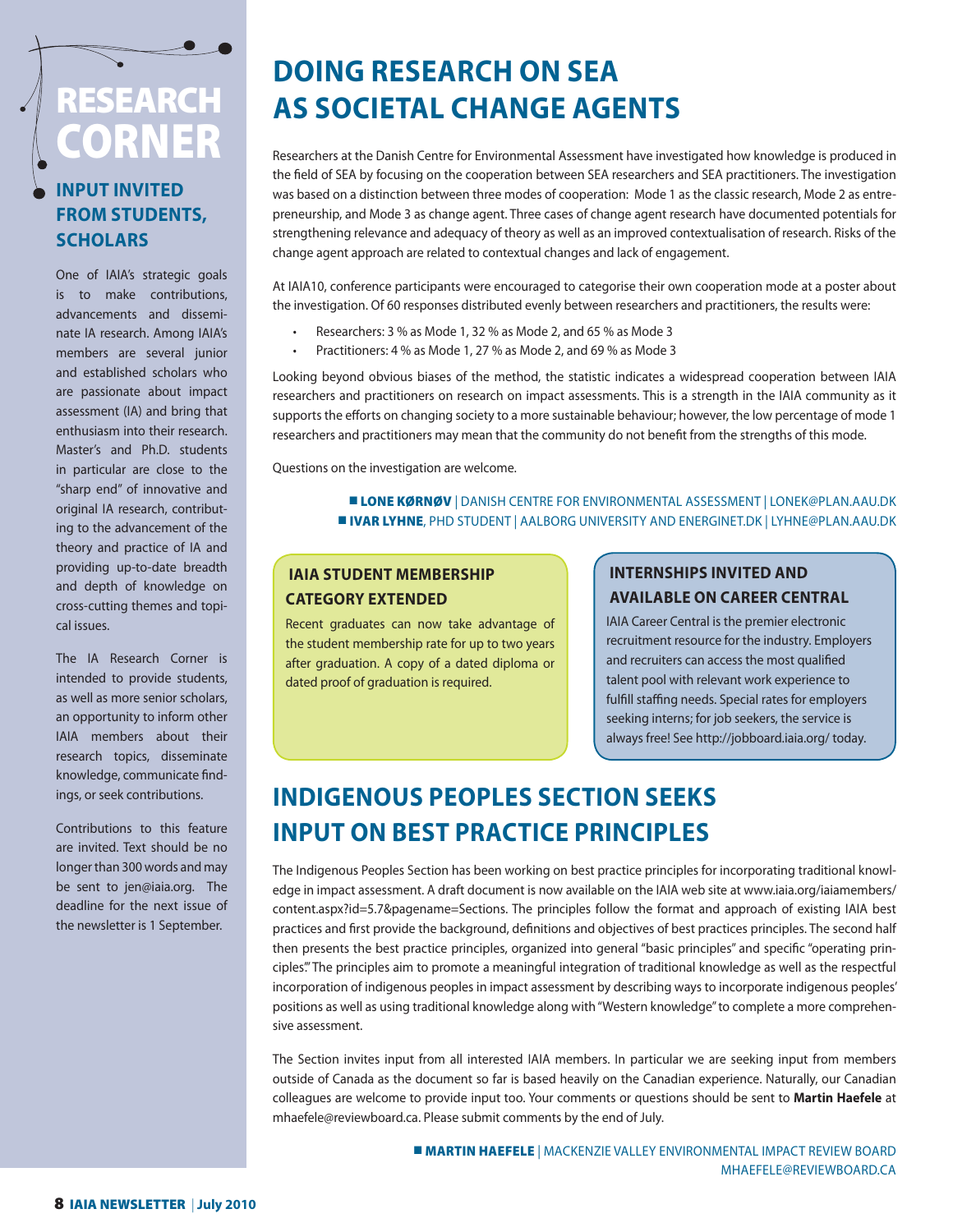# RESEARCH CORNER

## INPUT INVITED FROM STUDENTS, SCHOLARS

One of IAIA's strategic goals is to make contributions, advancements and disseminate IA research. Among IAIA's members are several junior and established scholars who are passionate about impact assessment (IA) and bring that enthusiasm into their research. Master's and Ph.D. students in particular are close to the "sharp end" of innovative and original IA research, contributing to the advancement of the theory and practice of IA and providing up-to-date breadth and depth of knowledge on cross-cutting themes and topical issues.

The IA Research Corner is intended to provide students, as well as more senior scholars, an opportunity to inform other IAIA members about their research topics, disseminate knowledge, communicate findings, or seek contributions.

Contributions to this feature are invited. Text should be no longer than 300 words and may be sent to jen@iaia.org. The deadline for the next issue of the newsletter is 1 September.

# DOING RESEARCH ON SEA AS SOCIETAL CHANGE AGENTS

Researchers at the Danish Centre for Environmental Assessment have investigated how knowledge is produced in the field of SEA by focusing on the cooperation between SEA researchers and SEA practitioners. The investigation was based on a distinction between three modes of cooperation: Mode 1 as the classic research, Mode 2 as entrepreneurship, and Mode 3 as change agent. Three cases of change agent research have documented potentials for strengthening relevance and adequacy of theory as well as an improved contextualisation of research. Risks of the change agent approach are related to contextual changes and lack of engagement.

At IAIA10, conference participants were encouraged to categorise their own cooperation mode at a poster about the investigation. Of 60 responses distributed evenly between researchers and practitioners, the results were:

- Researchers: 3 % as Mode 1, 32 % as Mode 2, and 65 % as Mode 3
- Practitioners: 4 % as Mode 1, 27 % as Mode 2, and 69 % as Mode 3

Looking beyond obvious biases of the method, the statistic indicates a widespread cooperation between IAIA researchers and practitioners on research on impact assessments. This is a strength in the IAIA community as it supports the efforts on changing society to a more sustainable behaviour; however, the low percentage of mode 1 researchers and practitioners may mean that the community do not benefit from the strengths of this mode.

Questions on the investigation are welcome.

**LONE KØRNØV** | DANISH CENTRE FOR ENVIRONMENTAL ASSESSMENT | LONEK@PLAN.AAU.DK
**IVAR LYHNE**, PHD STUDENT | AALBORG UNIVERSITY AND ENERGINET.DK | LYHNE@PLAN.AAU.DK

### IAIA STUDENT MEMBERSHIP CATEGORY EXTENDED

Recent graduates can now take advantage of the student membership rate for up to two years after graduation. A copy of a dated diploma or dated proof of graduation is required.

### INTERNSHIPS INVITED AND AVAILABLE ON CAREER CENTRAL

IAIA Career Central is the premier electronic recruitment resource for the industry. Employers and recruiters can access the most qualified talent pool with relevant work experience to fulfill staffing needs. Special rates for employers seeking interns; for job seekers, the service is always free! See http://jobboard.iaia.org/ today.

# INDIGENOUS PEOPLES SECTION SEEKS INPUT ON BEST PRACTICE PRINCIPLES

The Indigenous Peoples Section has been working on best practice principles for incorporating traditional knowledge in impact assessment. A draft document is now available on the IAIA web site at www.iaia.org/iaiamembers/content.aspx?id=5.7&pagename=Sections. The principles follow the format and approach of existing IAIA best practices and first provide the background, definitions and objectives of best practices principles. The second half then presents the best practice principles, organized into general "basic principles" and specific "operating principles." The principles aim to promote a meaningful integration of traditional knowledge as well as the respectful incorporation of indigenous peoples in impact assessment by describing ways to incorporate indigenous peoples' positions as well as using traditional knowledge along with "Western knowledge" to complete a more comprehensive assessment.

The Section invites input from all interested IAIA members. In particular we are seeking input from members outside of Canada as the document so far is based heavily on the Canadian experience. Naturally, our Canadian colleagues are welcome to provide input too. Your comments or questions should be sent to **Martin Haefele** at mhaefele@reviewboard.ca. Please submit comments by the end of July.

**MARTIN HAEFELE** | MACKENZIE VALLEY ENVIRONMENTAL IMPACT REVIEW BOARD
MHAEFELE@REVIEWBOARD.CA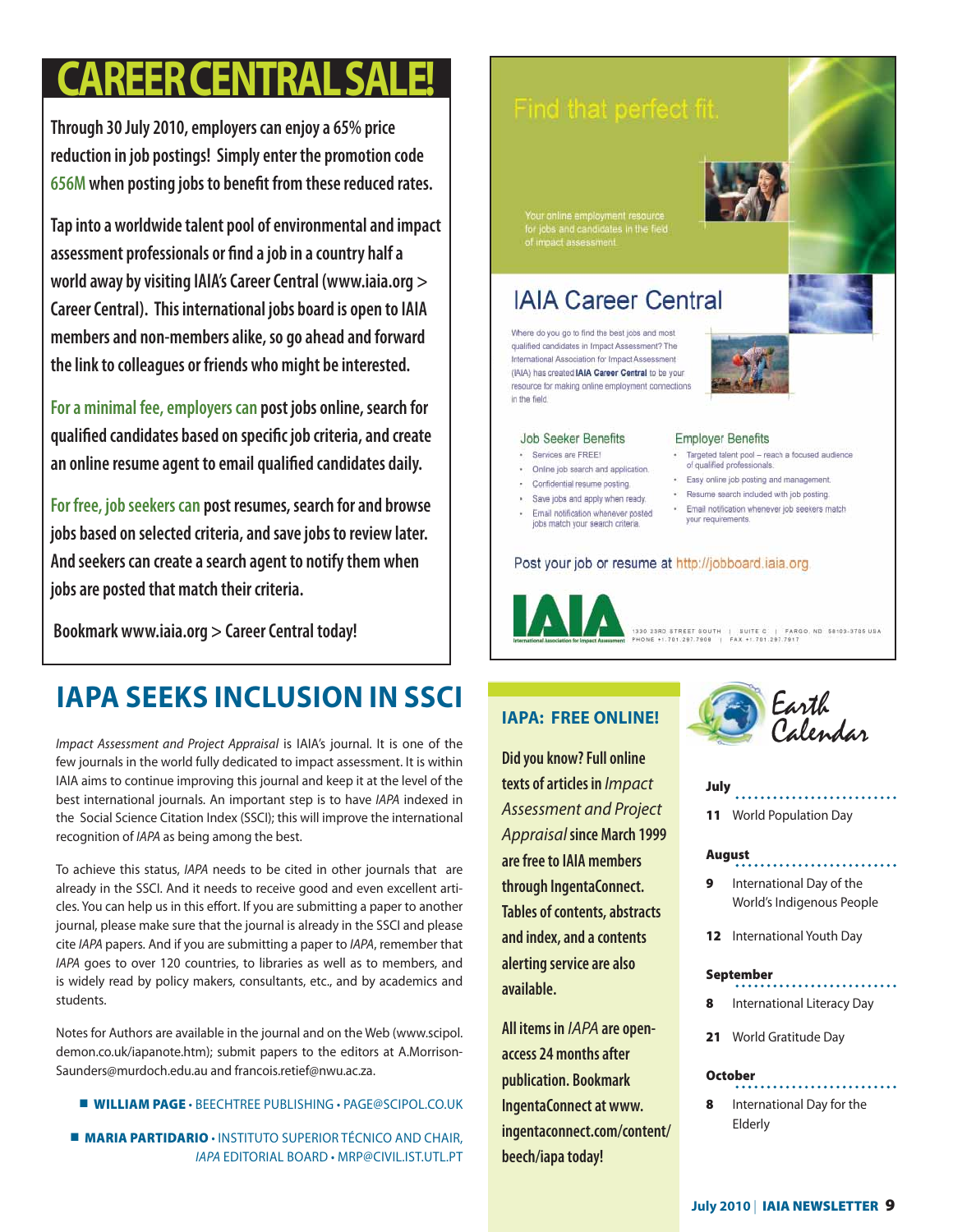# CAREER CENTRAL SALE!

Through 30 July 2010, employers can enjoy a 65% price reduction in job postings! Simply enter the promotion code 656M when posting jobs to benefit from these reduced rates.

Tap into a worldwide talent pool of environmental and impact assessment professionals or find a job in a country half a world away by visiting IAIA's Career Central (www.iaia.org > Career Central). This international jobs board is open to IAIA members and non-members alike, so go ahead and forward the link to colleagues or friends who might be interested.

For a minimal fee, employers can post jobs online, search for qualified candidates based on specific job criteria, and create an online resume agent to email qualified candidates daily.

For free, job seekers can post resumes, search for and browse jobs based on selected criteria, and save jobs to review later. And seekers can create a search agent to notify them when jobs are posted that match their criteria.

Bookmark www.iaia.org > Career Central today!

Find that perfect fit.

Your online employment resource for jobs and candidates in the field of impact assessment.

## IAIA Career Central

Where do you go to find the best jobs and most qualified candidates in Impact Assessment? The International Association for Impact Assessment (IAIA) has created **IAIA Career Central** to be your resource for making online employment connections in the field.

**Job Seeker Benefits**

- Services are FREE!
- Online job search and application.
- Confidential resume posting.
- Save jobs and apply when ready.
- Email notification whenever posted jobs match your search criteria.

**Employer Benefits**

- Targeted talent pool – reach a focused audience of qualified professionals.
- Easy online job posting and management.
- Resume search included with job posting.
- Email notification whenever job seekers match your requirements.

Post your job or resume at http://jobboard.iaia.org

IAIA International Association for Impact Assessment
1330 23RD STREET SOUTH | SUITE C | FARGO, ND 58103-3705 USA
PHONE +1.701.297.7908 | FAX +1.701.297.7917

# IAPA SEEKS INCLUSION IN SSCI

*Impact Assessment and Project Appraisal* is IAIA's journal. It is one of the few journals in the world fully dedicated to impact assessment. It is within IAIA aims to continue improving this journal and keep it at the level of the best international journals. An important step is to have *IAPA* indexed in the Social Science Citation Index (SSCI); this will improve the international recognition of *IAPA* as being among the best.

To achieve this status, *IAPA* needs to be cited in other journals that are already in the SSCI. And it needs to receive good and even excellent articles. You can help us in this effort. If you are submitting a paper to another journal, please make sure that the journal is already in the SSCI and please cite *IAPA* papers. And if you are submitting a paper to *IAPA*, remember that *IAPA* goes to over 120 countries, to libraries as well as to members, and is widely read by policy makers, consultants, etc., and by academics and students.

Notes for Authors are available in the journal and on the Web (www.scipol.demon.co.uk/iapanote.htm); submit papers to the editors at A.Morrison-Saunders@murdoch.edu.au and francois.retief@nwu.ac.za.

■ **WILLIAM PAGE** • BEECHTREE PUBLISHING • PAGE@SCIPOL.CO.UK

■ **MARIA PARTIDARIO** • INSTITUTO SUPERIOR TÉCNICO AND CHAIR, *IAPA* EDITORIAL BOARD • MRP@CIVIL.IST.UTL.PT

## IAPA: FREE ONLINE!

Did you know? Full online texts of articles in *Impact Assessment and Project Appraisal* since March 1999 are free to IAIA members through IngentaConnect. Tables of contents, abstracts and index, and a contents alerting service are also available.

All items in *IAPA* are open-access 24 months after publication. Bookmark IngentaConnect at www.ingentaconnect.com/content/beech/iapa today!

## Earth Calendar

**July**

**11** World Population Day

**August**

**9** International Day of the World's Indigenous People

**12** International Youth Day

**September**

**8** International Literacy Day

**21** World Gratitude Day

**October**

**8** International Day for the Elderly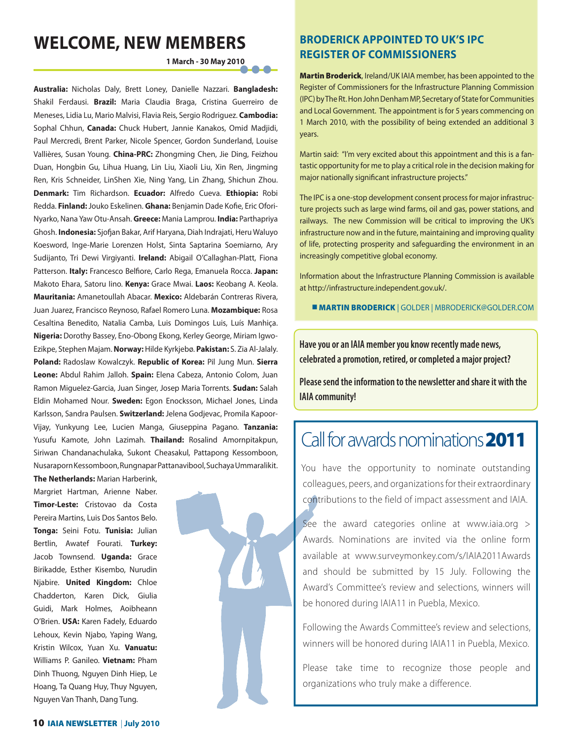# WELCOME, NEW MEMBERS

**1 March - 30 May 2010**

**Australia:** Nicholas Daly, Brett Loney, Danielle Nazzari. **Bangladesh:** Shakil Ferdausi. **Brazil:** Maria Claudia Braga, Cristina Guerreiro de Meneses, Lidia Lu, Mario Malvisi, Flavia Reis, Sergio Rodriguez. **Cambodia:** Sophal Chhun, **Canada:** Chuck Hubert, Jannie Kanakos, Omid Madjidi, Paul Mercredi, Brent Parker, Nicole Spencer, Gordon Sunderland, Louise Vallières, Susan Young. **China-PRC:** Zhongming Chen, Jie Ding, Feizhou Duan, Hongbin Gu, Lihua Huang, Lin Liu, Xiaoli Liu, Xin Ren, Jingming Ren, Kris Schneider, LinShen Xie, Ning Yang, Lin Zhang, Shichun Zhou. **Denmark:** Tim Richardson. **Ecuador:** Alfredo Cueva. **Ethiopia:** Robi Redda. **Finland:** Jouko Eskelinen. **Ghana:** Benjamin Dade Kofie, Eric Ofori-Nyarko, Nana Yaw Otu-Ansah. **Greece:** Mania Lamprou. **India:** Parthapriya Ghosh. **Indonesia:** Sjofjan Bakar, Arif Haryana, Diah Indrajati, Heru Waluyo Koesword, Inge-Marie Lorenzen Holst, Sinta Saptarina Soemiarno, Ary Sudijanto, Tri Dewi Virgiyanti. **Ireland:** Abigail O'Callaghan-Platt, Fiona Patterson. **Italy:** Francesco Belfiore, Carlo Rega, Emanuela Rocca. **Japan:** Makoto Ehara, Satoru Iino. **Kenya:** Grace Mwai. **Laos:** Keobang A. Keola. **Mauritania:** Amanetoullah Abacar. **Mexico:** Aldebarán Contreras Rivera, Juan Juarez, Francisco Reynoso, Rafael Romero Luna. **Mozambique:** Rosa Cesaltina Benedito, Natalia Camba, Luis Domingos Luis, Luís Manhiça. **Nigeria:** Dorothy Bassey, Eno-Obong Ekong, Kerley George, Miriam Igwo-Ezikpe, Stephen Majam. **Norway:** Hilde Kyrkjebø. **Pakistan:** S. Zia Al-Jalaly. **Poland:** Radoslaw Kowalczyk. **Republic of Korea:** Pil Jung Mun. **Sierra Leone:** Abdul Rahim Jalloh. **Spain:** Elena Cabeza, Antonio Colom, Juan Ramon Miguelez-Garcia, Juan Singer, Josep Maria Torrents. **Sudan:** Salah Eldin Mohamed Nour. **Sweden:** Egon Enocksson, Michael Jones, Linda Karlsson, Sandra Paulsen. **Switzerland:** Jelena Godjevac, Promila Kapoor-Vijay, Yunkyung Lee, Lucien Manga, Giuseppina Pagano. **Tanzania:** Yusufu Kamote, John Lazimah. **Thailand:** Rosalind Amornpitakpun, Siriwan Chandanachulaka, Sukont Cheasakul, Pattapong Kessomboon, Nusaraporn Kessomboon, Rungnapar Pattanavibool, Suchaya Ummaralikit. **The Netherlands:** Marian Harberink, Margriet Hartman, Arienne Naber. **Timor-Leste:** Cristovao da Costa Pereira Martins, Luis Dos Santos Belo. **Tonga:** Seini Fotu. **Tunisia:** Julian Bertlin, Awatef Fourati. **Turkey:** Jacob Townsend. **Uganda:** Grace Birikadde, Esther Kisembo, Nurudin Njabire. **United Kingdom:** Chloe Chadderton, Karen Dick, Giulia Guidi, Mark Holmes, Aoibheann O'Brien. **USA:** Karen Fadely, Eduardo Lehoux, Kevin Njabo, Yaping Wang, Kristin Wilcox, Yuan Xu. **Vanuatu:** Williams P. Ganileo. **Vietnam:** Pham Dinh Thuong, Nguyen Dinh Hiep, Le Hoang, Ta Quang Huy, Thuy Nguyen, Nguyen Van Thanh, Dang Tung.

## BRODERICK APPOINTED TO UK'S IPC REGISTER OF COMMISSIONERS

**Martin Broderick**, Ireland/UK IAIA member, has been appointed to the Register of Commissioners for the Infrastructure Planning Commission (IPC) by The Rt. Hon John Denham MP, Secretary of State for Communities and Local Government. The appointment is for 5 years commencing on 1 March 2010, with the possibility of being extended an additional 3 years.

Martin said: "I'm very excited about this appointment and this is a fantastic opportunity for me to play a critical role in the decision making for major nationally significant infrastructure projects."

The IPC is a one-stop development consent process for major infrastructure projects such as large wind farms, oil and gas, power stations, and railways. The new Commission will be critical to improving the UK's infrastructure now and in the future, maintaining and improving quality of life, protecting prosperity and safeguarding the environment in an increasingly competitive global economy.

Information about the Infrastructure Planning Commission is available at http://infrastructure.independent.gov.uk/.

■ **MARTIN BRODERICK** | GOLDER | MBRODERICK@GOLDER.COM

**Have you or an IAIA member you know recently made news, celebrated a promotion, retired, or completed a major project?**

**Please send the information to the newsletter and share it with the IAIA community!**

## Call for awards nominations **2011**

You have the opportunity to nominate outstanding colleagues, peers, and organizations for their extraordinary contributions to the field of impact assessment and IAIA.

See the award categories online at www.iaia.org > Awards. Nominations are invited via the online form available at www.surveymonkey.com/s/IAIA2011Awards and should be submitted by 15 July. Following the Award's Committee's review and selections, winners will be honored during IAIA11 in Puebla, Mexico.

Following the Awards Committee's review and selections, winners will be honored during IAIA11 in Puebla, Mexico.

Please take time to recognize those people and organizations who truly make a difference.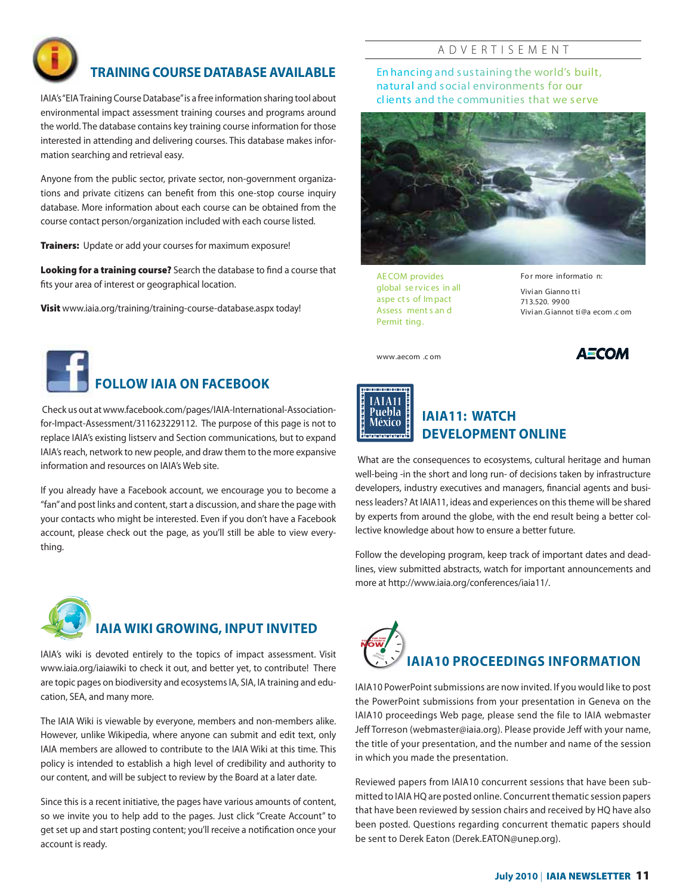## TRAINING COURSE DATABASE AVAILABLE

IAIA's "EIA Training Course Database" is a free information sharing tool about environmental impact assessment training courses and programs around the world. The database contains key training course information for those interested in attending and delivering courses. This database makes information searching and retrieval easy.

Anyone from the public sector, private sector, non-government organizations and private citizens can benefit from this one-stop course inquiry database. More information about each course can be obtained from the course contact person/organization included with each course listed.

**Trainers:** Update or add your courses for maximum exposure!

**Looking for a training course?** Search the database to find a course that fits your area of interest or geographical location.

**Visit** www.iaia.org/training/training-course-database.aspx today!

## FOLLOW IAIA ON FACEBOOK

Check us out at www.facebook.com/pages/IAIA-International-Association-for-Impact-Assessment/311623229112. The purpose of this page is not to replace IAIA's existing listserv and Section communications, but to expand IAIA's reach, network to new people, and draw them to the more expansive information and resources on IAIA's Web site.

If you already have a Facebook account, we encourage you to become a "fan" and post links and content, start a discussion, and share the page with your contacts who might be interested. Even if you don't have a Facebook account, please check out the page, as you'll still be able to view everything.

## IAIA WIKI GROWING, INPUT INVITED

IAIA's wiki is devoted entirely to the topics of impact assessment. Visit www.iaia.org/iaiawiki to check it out, and better yet, to contribute! There are topic pages on biodiversity and ecosystems IA, SIA, IA training and education, SEA, and many more.

The IAIA Wiki is viewable by everyone, members and non-members alike. However, unlike Wikipedia, where anyone can submit and edit text, only IAIA members are allowed to contribute to the IAIA Wiki at this time. This policy is intended to establish a high level of credibility and authority to our content, and will be subject to review by the Board at a later date.

Since this is a recent initiative, the pages have various amounts of content, so we invite you to help add to the pages. Just click "Create Account" to get set up and start posting content; you'll receive a notification once your account is ready.

ADVERTISEMENT

Enhancing and sustaining the world's built, natural and social environments for our clients and the communities that we serve

AECOM provides global services in all aspects of Impact Assessments and Permitting.

For more information:

Vivian Giannotti
713.520.9900
Vivian.Giannotti@aecom.com

www.aecom.com

AECOM

## IAIA11: WATCH DEVELOPMENT ONLINE

What are the consequences to ecosystems, cultural heritage and human well-being -in the short and long run- of decisions taken by infrastructure developers, industry executives and managers, financial agents and business leaders? At IAIA11, ideas and experiences on this theme will be shared by experts from around the globe, with the end result being a better collective knowledge about how to ensure a better future.

Follow the developing program, keep track of important dates and deadlines, view submitted abstracts, watch for important announcements and more at http://www.iaia.org/conferences/iaia11/.

## IAIA10 PROCEEDINGS INFORMATION

IAIA10 PowerPoint submissions are now invited. If you would like to post the PowerPoint submissions from your presentation in Geneva on the IAIA10 proceedings Web page, please send the file to IAIA webmaster Jeff Torreson (webmaster@iaia.org). Please provide Jeff with your name, the title of your presentation, and the number and name of the session in which you made the presentation.

Reviewed papers from IAIA10 concurrent sessions that have been submitted to IAIA HQ are posted online. Concurrent thematic session papers that have been reviewed by session chairs and received by HQ have also been posted. Questions regarding concurrent thematic papers should be sent to Derek Eaton (Derek.EATON@unep.org).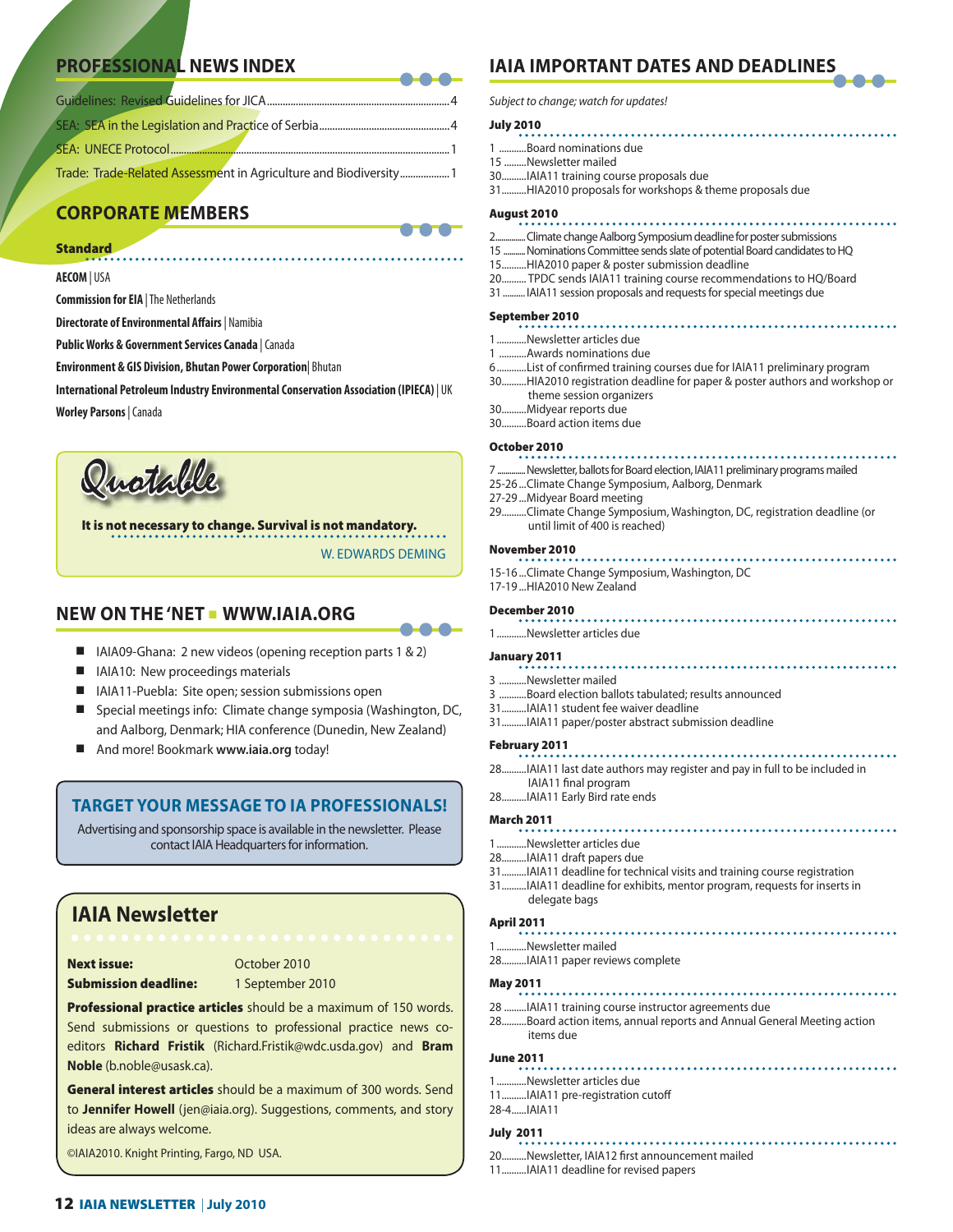## PROFESSIONAL NEWS INDEX

Guidelines: Revised Guidelines for JICA....................................................................4

SEA: SEA in the Legislation and Practice of Serbia.................................................4

SEA: UNECE Protocol...........................................................................................1

Trade: Trade-Related Assessment in Agriculture and Biodiversity...................1

## CORPORATE MEMBERS

### Standard

**AECOM** | USA

**Commission for EIA** | The Netherlands

**Directorate of Environmental Affairs** | Namibia

**Public Works & Government Services Canada** | Canada

**Environment & GIS Division, Bhutan Power Corporation** | Bhutan

**International Petroleum Industry Environmental Conservation Association (IPIECA)** | UK

**Worley Parsons** | Canada

### Quotable

**It is not necessary to change. Survival is not mandatory.**

W. EDWARDS DEMING

## NEW ON THE 'NET ■ WWW.IAIA.ORG

- IAIA09-Ghana: 2 new videos (opening reception parts 1 & 2)
- IAIA10: New proceedings materials
- IAIA11-Puebla: Site open; session submissions open
- Special meetings info: Climate change symposia (Washington, DC, and Aalborg, Denmark; HIA conference (Dunedin, New Zealand)
- And more! Bookmark **www.iaia.org** today!

### TARGET YOUR MESSAGE TO IA PROFESSIONALS!

Advertising and sponsorship space is available in the newsletter. Please contact IAIA Headquarters for information.

## IAIA Newsletter

**Next issue:** October 2010

**Submission deadline:** 1 September 2010

**Professional practice articles** should be a maximum of 150 words. Send submissions or questions to professional practice news co-editors **Richard Fristik** (Richard.Fristik@wdc.usda.gov) and **Bram Noble** (b.noble@usask.ca).

**General interest articles** should be a maximum of 300 words. Send to **Jennifer Howell** (jen@iaia.org). Suggestions, comments, and story ideas are always welcome.

©IAIA2010. Knight Printing, Fargo, ND USA.

## IAIA IMPORTANT DATES AND DEADLINES

*Subject to change; watch for updates!*

### July 2010

1 ...........Board nominations due
15 .........Newsletter mailed
30..........IAIA11 training course proposals due
31..........HIA2010 proposals for workshops & theme proposals due

### August 2010

2.............Climate change Aalborg Symposium deadline for poster submissions
15 .........Nominations Committee sends slate of potential Board candidates to HQ
15..........HIA2010 paper & poster submission deadline
20..........TPDC sends IAIA11 training course recommendations to HQ/Board
31 .........IAIA11 session proposals and requests for special meetings due

### September 2010

1 ...........Newsletter articles due
1 ...........Awards nominations due
6............List of confirmed training courses due for IAIA11 preliminary program
30..........HIA2010 registration deadline for paper & poster authors and workshop or theme session organizers
30..........Midyear reports due
30..........Board action items due

### October 2010

7 ............Newsletter, ballots for Board election, IAIA11 preliminary programs mailed
25-26...Climate Change Symposium, Aalborg, Denmark
27-29...Midyear Board meeting
29..........Climate Change Symposium, Washington, DC, registration deadline (or until limit of 400 is reached)

### November 2010

15-16...Climate Change Symposium, Washington, DC
17-19...HIA2010 New Zealand

### December 2010

1 ...........Newsletter articles due

### January 2011

3 ...........Newsletter mailed
3 ...........Board election ballots tabulated; results announced
31..........IAIA11 student fee waiver deadline
31..........IAIA11 paper/poster abstract submission deadline

### February 2011

28..........IAIA11 last date authors may register and pay in full to be included in IAIA11 final program
28..........IAIA11 Early Bird rate ends

### March 2011

1 ...........Newsletter articles due
28..........IAIA11 draft papers due
31..........IAIA11 deadline for technical visits and training course registration
31..........IAIA11 deadline for exhibits, mentor program, requests for inserts in delegate bags

### April 2011

1 ...........Newsletter mailed
28..........IAIA11 paper reviews complete

### May 2011

28 .........IAIA11 training course instructor agreements due
28..........Board action items, annual reports and Annual General Meeting action items due

### June 2011

1 ...........Newsletter articles due
11..........IAIA11 pre-registration cutoff
28-4......IAIA11

### July 2011

20..........Newsletter, IAIA12 first announcement mailed
11..........IAIA11 deadline for revised papers